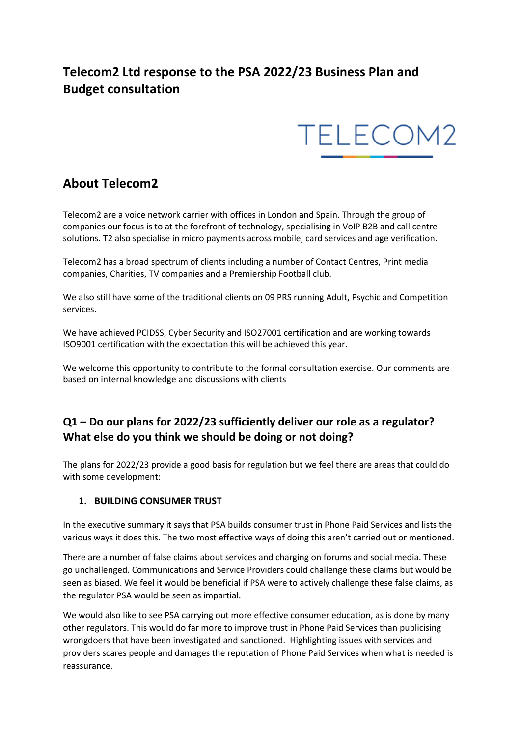# Telecom2 Ltd response to the PSA 2022/23 Business Plan and Budget consultation

TELECOM2

## About Telecom2

Telecom2 are a voice network carrier with offices in London and Spain. Through the group of companies our focus is to at the forefront of technology, specialising in VoIP B2B and call centre solutions. T2 also specialise in micro payments across mobile, card services and age verification.

Telecom2 has a broad spectrum of clients including a number of Contact Centres, Print media companies, Charities, TV companies and a Premiership Football club.

We also still have some of the traditional clients on 09 PRS running Adult, Psychic and Competition services.

We have achieved PCIDSS, Cyber Security and ISO27001 certification and are working towards ISO9001 certification with the expectation this will be achieved this year.

We welcome this opportunity to contribute to the formal consultation exercise. Our comments are based on internal knowledge and discussions with clients

## Q1 – Do our plans for 2022/23 sufficiently deliver our role as a regulator? What else do you think we should be doing or not doing?

The plans for 2022/23 provide a good basis for regulation but we feel there are areas that could do with some development:

1. **BUILDING CONSUMER TRUST**

In the executive summary it says that PSA builds consumer trust in Phone Paid Services and lists the various ways it does this. The two most effective ways of doing this aren't carried out or mentioned.

There are a number of false claims about services and charging on forums and social media. These go unchallenged. Communications and Service Providers could challenge these claims but would be seen as biased. We feel it would be beneficial if PSA were to actively challenge these false claims, as the regulator PSA would be seen as impartial.

We would also like to see PSA carrying out more effective consumer education, as is done by many other regulators. This would do far more to improve trust in Phone Paid Services than publicising wrongdoers that have been investigated and sanctioned. Highlighting issues with services and providers scares people and damages the reputation of Phone Paid Services when what is needed is reassurance.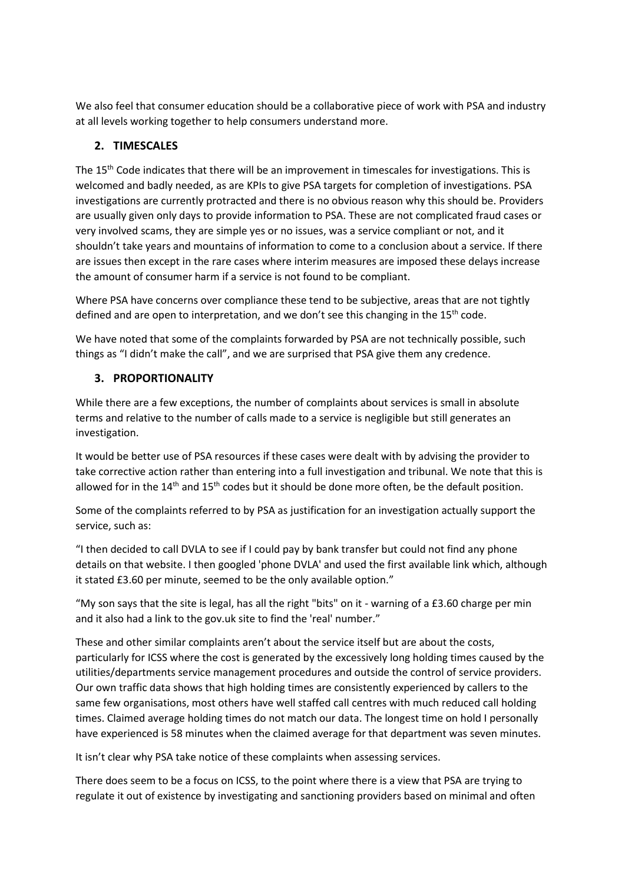We also feel that consumer education should be a collaborative piece of work with PSA and industry at all levels working together to help consumers understand more.

## 2. TIMESCALES

The 15th Code indicates that there will be an improvement in timescales for investigations. This is welcomed and badly needed, as are KPIs to give PSA targets for completion of investigations. PSA investigations are currently protracted and there is no obvious reason why this should be. Providers are usually given only days to provide information to PSA. These are not complicated fraud cases or very involved scams, they are simple yes or no issues, was a service compliant or not, and it shouldn't take years and mountains of information to come to a conclusion about a service. If there are issues then except in the rare cases where interim measures are imposed these delays increase the amount of consumer harm if a service is not found to be compliant.

Where PSA have concerns over compliance these tend to be subjective, areas that are not tightly defined and are open to interpretation, and we don't see this changing in the 15th code.

We have noted that some of the complaints forwarded by PSA are not technically possible, such things as "I didn't make the call", and we are surprised that PSA give them any credence.

## 3. PROPORTIONALITY

While there are a few exceptions, the number of complaints about services is small in absolute terms and relative to the number of calls made to a service is negligible but still generates an investigation.

It would be better use of PSA resources if these cases were dealt with by advising the provider to take corrective action rather than entering into a full investigation and tribunal. We note that this is allowed for in the 14th and 15th codes but it should be done more often, be the default position.

Some of the complaints referred to by PSA as justification for an investigation actually support the service, such as:

"I then decided to call DVLA to see if I could pay by bank transfer but could not find any phone details on that website. I then googled 'phone DVLA' and used the first available link which, although it stated £3.60 per minute, seemed to be the only available option."

"My son says that the site is legal, has all the right "bits" on it - warning of a £3.60 charge per min and it also had a link to the gov.uk site to find the 'real' number."

These and other similar complaints aren't about the service itself but are about the costs, particularly for ICSS where the cost is generated by the excessively long holding times caused by the utilities/departments service management procedures and outside the control of service providers. Our own traffic data shows that high holding times are consistently experienced by callers to the same few organisations, most others have well staffed call centres with much reduced call holding times. Claimed average holding times do not match our data. The longest time on hold I personally have experienced is 58 minutes when the claimed average for that department was seven minutes.

It isn't clear why PSA take notice of these complaints when assessing services.

There does seem to be a focus on ICSS, to the point where there is a view that PSA are trying to regulate it out of existence by investigating and sanctioning providers based on minimal and often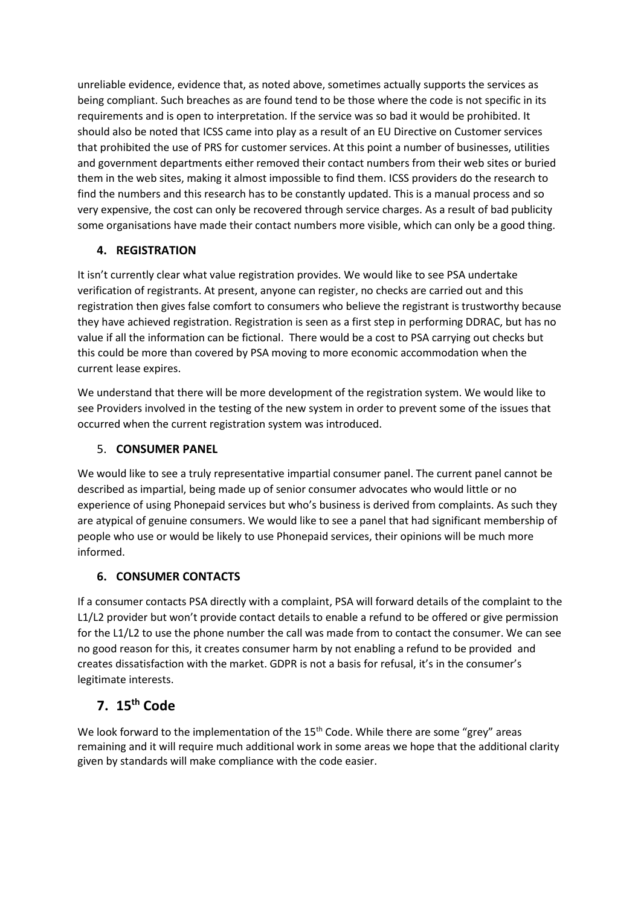unreliable evidence, evidence that, as noted above, sometimes actually supports the services as being compliant. Such breaches as are found tend to be those where the code is not specific in its requirements and is open to interpretation. If the service was so bad it would be prohibited. It should also be noted that ICSS came into play as a result of an EU Directive on Customer services that prohibited the use of PRS for customer services. At this point a number of businesses, utilities and government departments either removed their contact numbers from their web sites or buried them in the web sites, making it almost impossible to find them. ICSS providers do the research to find the numbers and this research has to be constantly updated. This is a manual process and so very expensive, the cost can only be recovered through service charges. As a result of bad publicity some organisations have made their contact numbers more visible, which can only be a good thing.

### 4. REGISTRATION

It isn't currently clear what value registration provides. We would like to see PSA undertake verification of registrants. At present, anyone can register, no checks are carried out and this registration then gives false comfort to consumers who believe the registrant is trustworthy because they have achieved registration. Registration is seen as a first step in performing DDRAC, but has no value if all the information can be fictional. There would be a cost to PSA carrying out checks but this could be more than covered by PSA moving to more economic accommodation when the current lease expires.

We understand that there will be more development of the registration system. We would like to see Providers involved in the testing of the new system in order to prevent some of the issues that occurred when the current registration system was introduced.

### 5. CONSUMER PANEL

We would like to see a truly representative impartial consumer panel. The current panel cannot be described as impartial, being made up of senior consumer advocates who would little or no experience of using Phonepaid services but who's business is derived from complaints. As such they are atypical of genuine consumers. We would like to see a panel that had significant membership of people who use or would be likely to use Phonepaid services, their opinions will be much more informed.

### 6. CONSUMER CONTACTS

If a consumer contacts PSA directly with a complaint, PSA will forward details of the complaint to the L1/L2 provider but won't provide contact details to enable a refund to be offered or give permission for the L1/L2 to use the phone number the call was made from to contact the consumer. We can see no good reason for this, it creates consumer harm by not enabling a refund to be provided and creates dissatisfaction with the market. GDPR is not a basis for refusal, it's in the consumer's legitimate interests.

## 7. 15th Code

We look forward to the implementation of the 15th Code. While there are some "grey" areas remaining and it will require much additional work in some areas we hope that the additional clarity given by standards will make compliance with the code easier.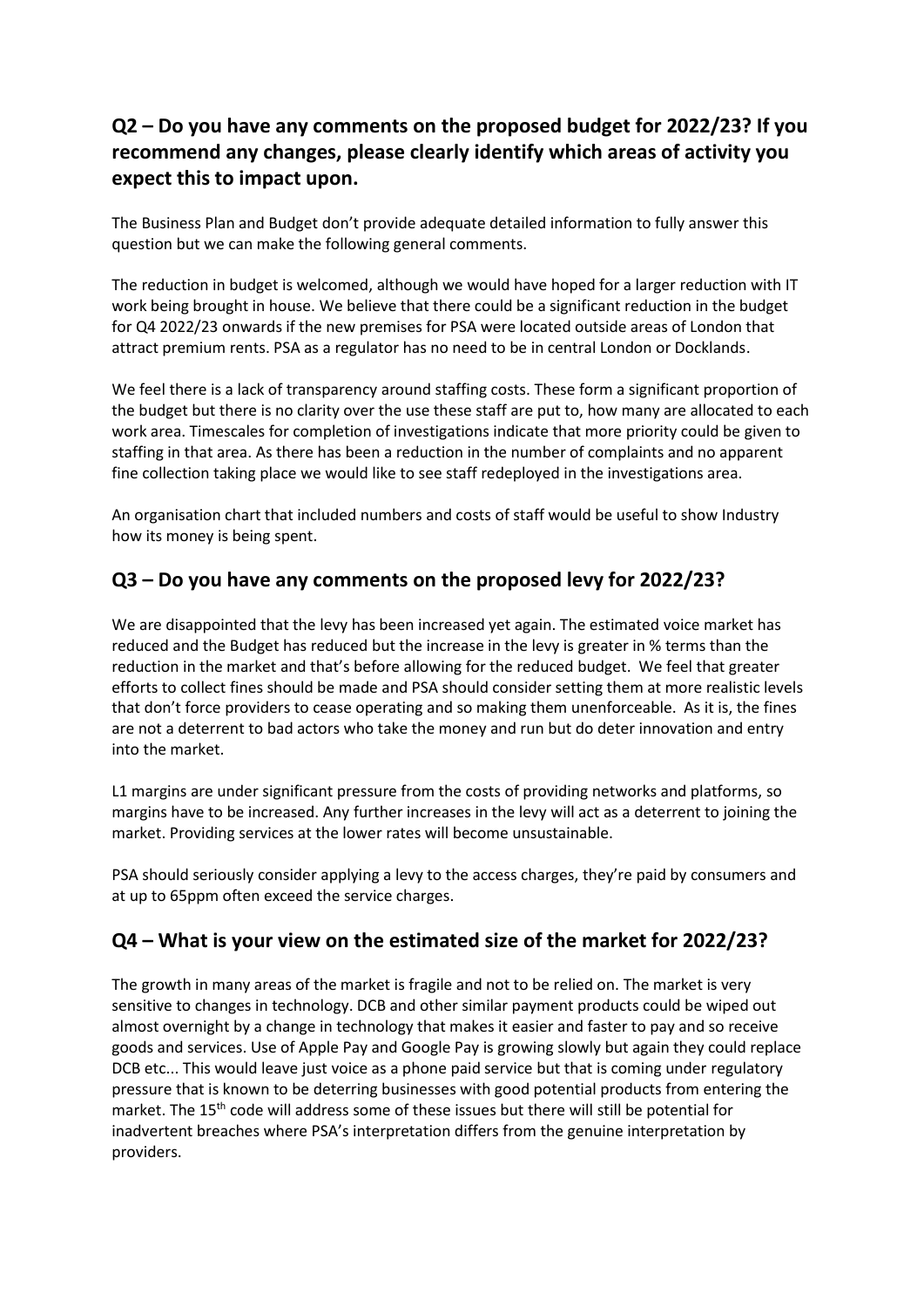## Q2 – Do you have any comments on the proposed budget for 2022/23? If you recommend any changes, please clearly identify which areas of activity you expect this to impact upon.

The Business Plan and Budget don't provide adequate detailed information to fully answer this question but we can make the following general comments.

The reduction in budget is welcomed, although we would have hoped for a larger reduction with IT work being brought in house. We believe that there could be a significant reduction in the budget for Q4 2022/23 onwards if the new premises for PSA were located outside areas of London that attract premium rents. PSA as a regulator has no need to be in central London or Docklands.

We feel there is a lack of transparency around staffing costs. These form a significant proportion of the budget but there is no clarity over the use these staff are put to, how many are allocated to each work area. Timescales for completion of investigations indicate that more priority could be given to staffing in that area. As there has been a reduction in the number of complaints and no apparent fine collection taking place we would like to see staff redeployed in the investigations area.

An organisation chart that included numbers and costs of staff would be useful to show Industry how its money is being spent.

## Q3 – Do you have any comments on the proposed levy for 2022/23?

We are disappointed that the levy has been increased yet again. The estimated voice market has reduced and the Budget has reduced but the increase in the levy is greater in % terms than the reduction in the market and that's before allowing for the reduced budget. We feel that greater efforts to collect fines should be made and PSA should consider setting them at more realistic levels that don't force providers to cease operating and so making them unenforceable. As it is, the fines are not a deterrent to bad actors who take the money and run but do deter innovation and entry into the market.

L1 margins are under significant pressure from the costs of providing networks and platforms, so margins have to be increased. Any further increases in the levy will act as a deterrent to joining the market. Providing services at the lower rates will become unsustainable.

PSA should seriously consider applying a levy to the access charges, they're paid by consumers and at up to 65ppm often exceed the service charges.

## Q4 – What is your view on the estimated size of the market for 2022/23?

The growth in many areas of the market is fragile and not to be relied on. The market is very sensitive to changes in technology. DCB and other similar payment products could be wiped out almost overnight by a change in technology that makes it easier and faster to pay and so receive goods and services. Use of Apple Pay and Google Pay is growing slowly but again they could replace DCB etc... This would leave just voice as a phone paid service but that is coming under regulatory pressure that is known to be deterring businesses with good potential products from entering the market. The 15th code will address some of these issues but there will still be potential for inadvertent breaches where PSA's interpretation differs from the genuine interpretation by providers.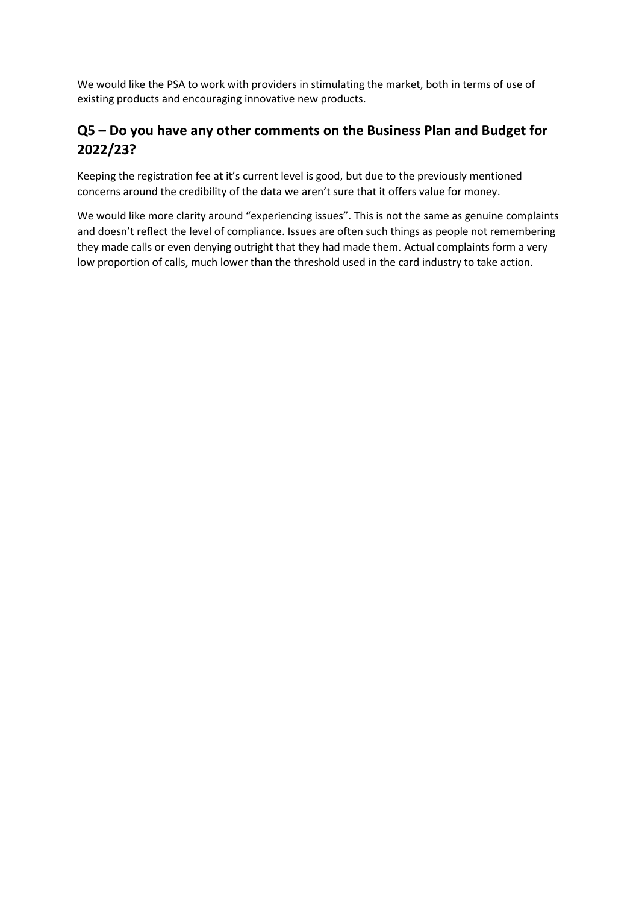We would like the PSA to work with providers in stimulating the market, both in terms of use of existing products and encouraging innovative new products.

## Q5 – Do you have any other comments on the Business Plan and Budget for 2022/23?

Keeping the registration fee at it's current level is good, but due to the previously mentioned concerns around the credibility of the data we aren't sure that it offers value for money.

We would like more clarity around "experiencing issues". This is not the same as genuine complaints and doesn't reflect the level of compliance. Issues are often such things as people not remembering they made calls or even denying outright that they had made them. Actual complaints form a very low proportion of calls, much lower than the threshold used in the card industry to take action.